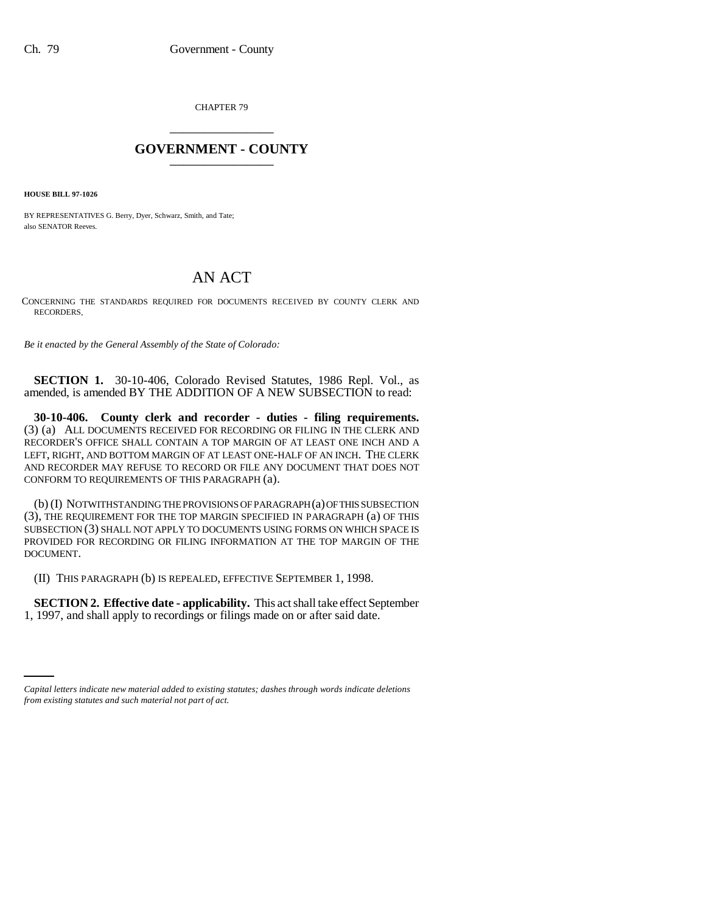CHAPTER 79

# GOVERNMENT - COUNTY

**HOUSE BILL 97-1026**

BY REPRESENTATIVES G. Berry, Dyer, Schwarz, Smith, and Tate;
also SENATOR Reeves.

# AN ACT

CONCERNING THE STANDARDS REQUIRED FOR DOCUMENTS RECEIVED BY COUNTY CLERK AND RECORDERS.

*Be it enacted by the General Assembly of the State of Colorado:*

**SECTION 1.** 30-10-406, Colorado Revised Statutes, 1986 Repl. Vol., as amended, is amended BY THE ADDITION OF A NEW SUBSECTION to read:

**30-10-406. County clerk and recorder - duties - filing requirements.** (3) (a) ALL DOCUMENTS RECEIVED FOR RECORDING OR FILING IN THE CLERK AND RECORDER'S OFFICE SHALL CONTAIN A TOP MARGIN OF AT LEAST ONE INCH AND A LEFT, RIGHT, AND BOTTOM MARGIN OF AT LEAST ONE-HALF OF AN INCH. THE CLERK AND RECORDER MAY REFUSE TO RECORD OR FILE ANY DOCUMENT THAT DOES NOT CONFORM TO REQUIREMENTS OF THIS PARAGRAPH (a).

(b) (I) NOTWITHSTANDING THE PROVISIONS OF PARAGRAPH (a) OF THIS SUBSECTION (3), THE REQUIREMENT FOR THE TOP MARGIN SPECIFIED IN PARAGRAPH (a) OF THIS SUBSECTION (3) SHALL NOT APPLY TO DOCUMENTS USING FORMS ON WHICH SPACE IS PROVIDED FOR RECORDING OR FILING INFORMATION AT THE TOP MARGIN OF THE DOCUMENT.

(II) THIS PARAGRAPH (b) IS REPEALED, EFFECTIVE SEPTEMBER 1, 1998.

**SECTION 2. Effective date - applicability.** This act shall take effect September 1, 1997, and shall apply to recordings or filings made on or after said date.

*Capital letters indicate new material added to existing statutes; dashes through words indicate deletions from existing statutes and such material not part of act.*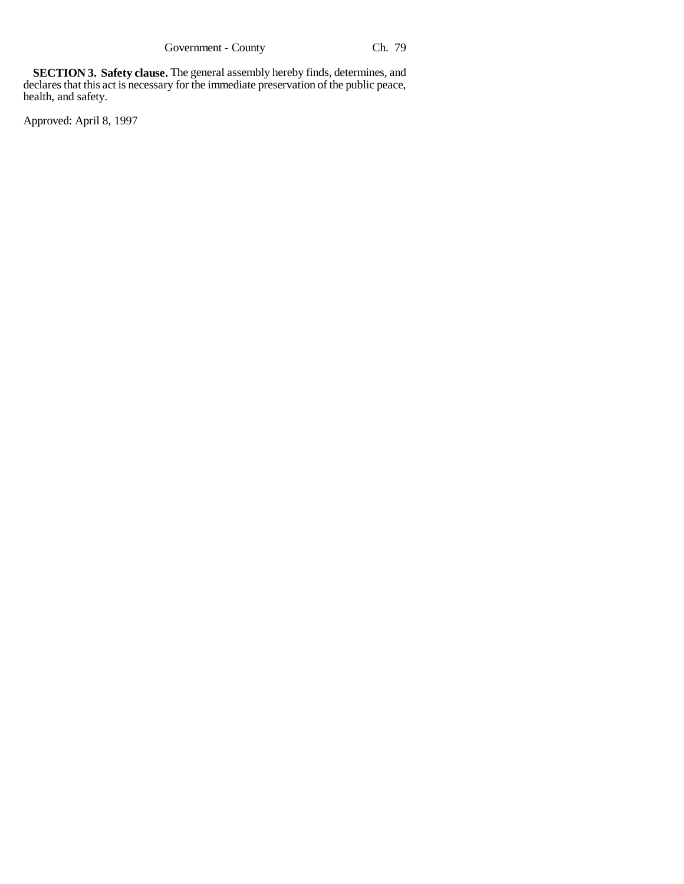**SECTION 3. Safety clause.** The general assembly hereby finds, determines, and declares that this act is necessary for the immediate preservation of the public peace, health, and safety.

Approved: April 8, 1997